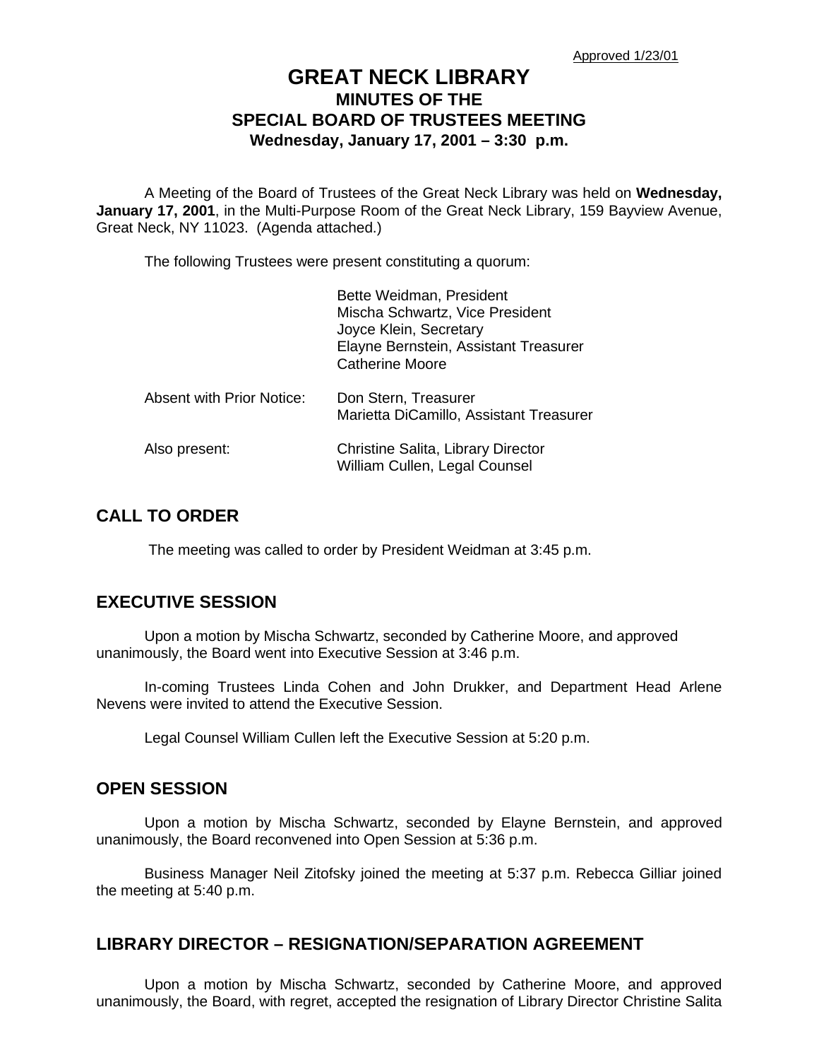Approved 1/23/01

# GREAT NECK LIBRARY
## MINUTES OF THE SPECIAL BOARD OF TRUSTEES MEETING
### Wednesday, January 17, 2001 – 3:30 p.m.

A Meeting of the Board of Trustees of the Great Neck Library was held on **Wednesday, January 17, 2001**, in the Multi-Purpose Room of the Great Neck Library, 159 Bayview Avenue, Great Neck, NY 11023. (Agenda attached.)

The following Trustees were present constituting a quorum:

Bette Weidman, President
Mischa Schwartz, Vice President
Joyce Klein, Secretary
Elayne Bernstein, Assistant Treasurer
Catherine Moore

Absent with Prior Notice: Don Stern, Treasurer
Marietta DiCamillo, Assistant Treasurer

Also present: Christine Salita, Library Director
William Cullen, Legal Counsel

## CALL TO ORDER

The meeting was called to order by President Weidman at 3:45 p.m.

## EXECUTIVE SESSION

Upon a motion by Mischa Schwartz, seconded by Catherine Moore, and approved unanimously, the Board went into Executive Session at 3:46 p.m.

In-coming Trustees Linda Cohen and John Drukker, and Department Head Arlene Nevens were invited to attend the Executive Session.

Legal Counsel William Cullen left the Executive Session at 5:20 p.m.

## OPEN SESSION

Upon a motion by Mischa Schwartz, seconded by Elayne Bernstein, and approved unanimously, the Board reconvened into Open Session at 5:36 p.m.

Business Manager Neil Zitofsky joined the meeting at 5:37 p.m. Rebecca Gilliar joined the meeting at 5:40 p.m.

## LIBRARY DIRECTOR – RESIGNATION/SEPARATION AGREEMENT

Upon a motion by Mischa Schwartz, seconded by Catherine Moore, and approved unanimously, the Board, with regret, accepted the resignation of Library Director Christine Salita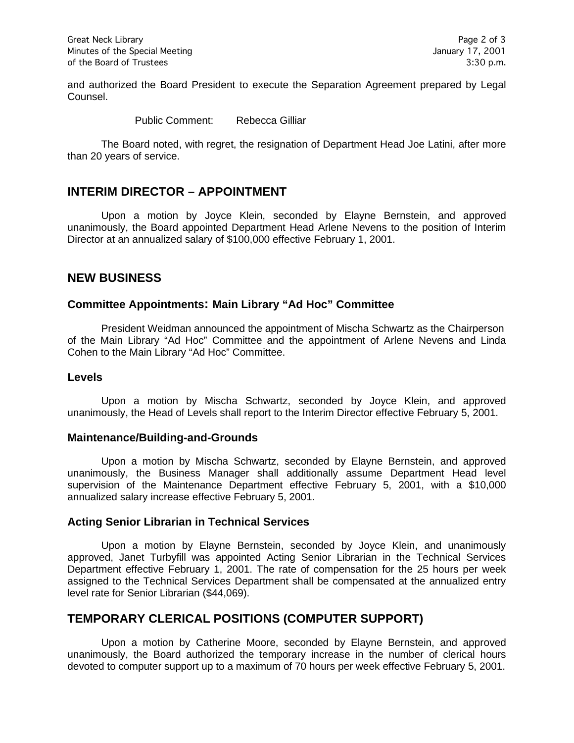and authorized the Board President to execute the Separation Agreement prepared by Legal Counsel.

Public Comment: Rebecca Gilliar

The Board noted, with regret, the resignation of Department Head Joe Latini, after more than 20 years of service.

## INTERIM DIRECTOR – APPOINTMENT

Upon a motion by Joyce Klein, seconded by Elayne Bernstein, and approved unanimously, the Board appointed Department Head Arlene Nevens to the position of Interim Director at an annualized salary of $100,000 effective February 1, 2001.

## NEW BUSINESS

### Committee Appointments: Main Library "Ad Hoc" Committee

President Weidman announced the appointment of Mischa Schwartz as the Chairperson of the Main Library "Ad Hoc" Committee and the appointment of Arlene Nevens and Linda Cohen to the Main Library "Ad Hoc" Committee.

### Levels

Upon a motion by Mischa Schwartz, seconded by Joyce Klein, and approved unanimously, the Head of Levels shall report to the Interim Director effective February 5, 2001.

### Maintenance/Building-and-Grounds

Upon a motion by Mischa Schwartz, seconded by Elayne Bernstein, and approved unanimously, the Business Manager shall additionally assume Department Head level supervision of the Maintenance Department effective February 5, 2001, with a $10,000 annualized salary increase effective February 5, 2001.

### Acting Senior Librarian in Technical Services

Upon a motion by Elayne Bernstein, seconded by Joyce Klein, and unanimously approved, Janet Turbyfill was appointed Acting Senior Librarian in the Technical Services Department effective February 1, 2001. The rate of compensation for the 25 hours per week assigned to the Technical Services Department shall be compensated at the annualized entry level rate for Senior Librarian ($44,069).

## TEMPORARY CLERICAL POSITIONS (COMPUTER SUPPORT)

Upon a motion by Catherine Moore, seconded by Elayne Bernstein, and approved unanimously, the Board authorized the temporary increase in the number of clerical hours devoted to computer support up to a maximum of 70 hours per week effective February 5, 2001.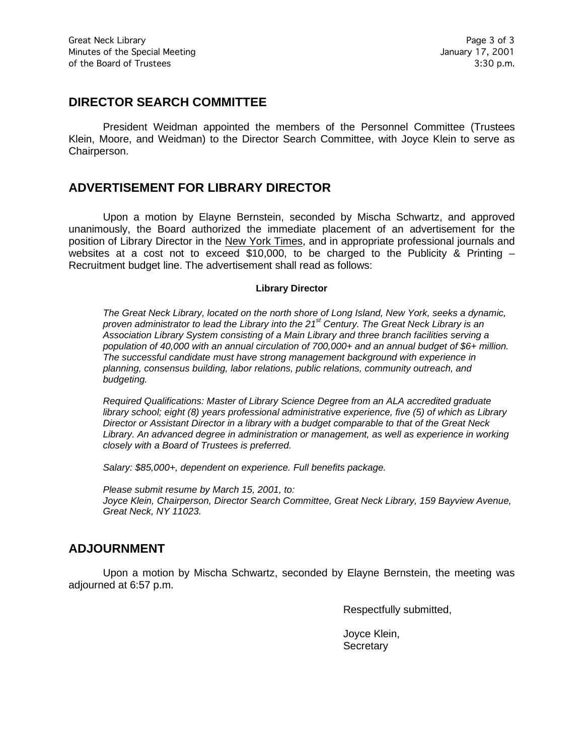## DIRECTOR SEARCH COMMITTEE

President Weidman appointed the members of the Personnel Committee (Trustees Klein, Moore, and Weidman) to the Director Search Committee, with Joyce Klein to serve as Chairperson.

## ADVERTISEMENT FOR LIBRARY DIRECTOR

Upon a motion by Elayne Bernstein, seconded by Mischa Schwartz, and approved unanimously, the Board authorized the immediate placement of an advertisement for the position of Library Director in the New York Times, and in appropriate professional journals and websites at a cost not to exceed $10,000, to be charged to the Publicity & Printing – Recruitment budget line. The advertisement shall read as follows:

**Library Director**

*The Great Neck Library, located on the north shore of Long Island, New York, seeks a dynamic, proven administrator to lead the Library into the 21st Century. The Great Neck Library is an Association Library System consisting of a Main Library and three branch facilities serving a population of 40,000 with an annual circulation of 700,000+ and an annual budget of $6+ million. The successful candidate must have strong management background with experience in planning, consensus building, labor relations, public relations, community outreach, and budgeting.*

*Required Qualifications: Master of Library Science Degree from an ALA accredited graduate library school; eight (8) years professional administrative experience, five (5) of which as Library Director or Assistant Director in a library with a budget comparable to that of the Great Neck Library. An advanced degree in administration or management, as well as experience in working closely with a Board of Trustees is preferred.*

*Salary: $85,000+, dependent on experience. Full benefits package.*

*Please submit resume by March 15, 2001, to:*
*Joyce Klein, Chairperson, Director Search Committee, Great Neck Library, 159 Bayview Avenue, Great Neck, NY 11023.*

## ADJOURNMENT

Upon a motion by Mischa Schwartz, seconded by Elayne Bernstein, the meeting was adjourned at 6:57 p.m.

Respectfully submitted,

Joyce Klein,
Secretary